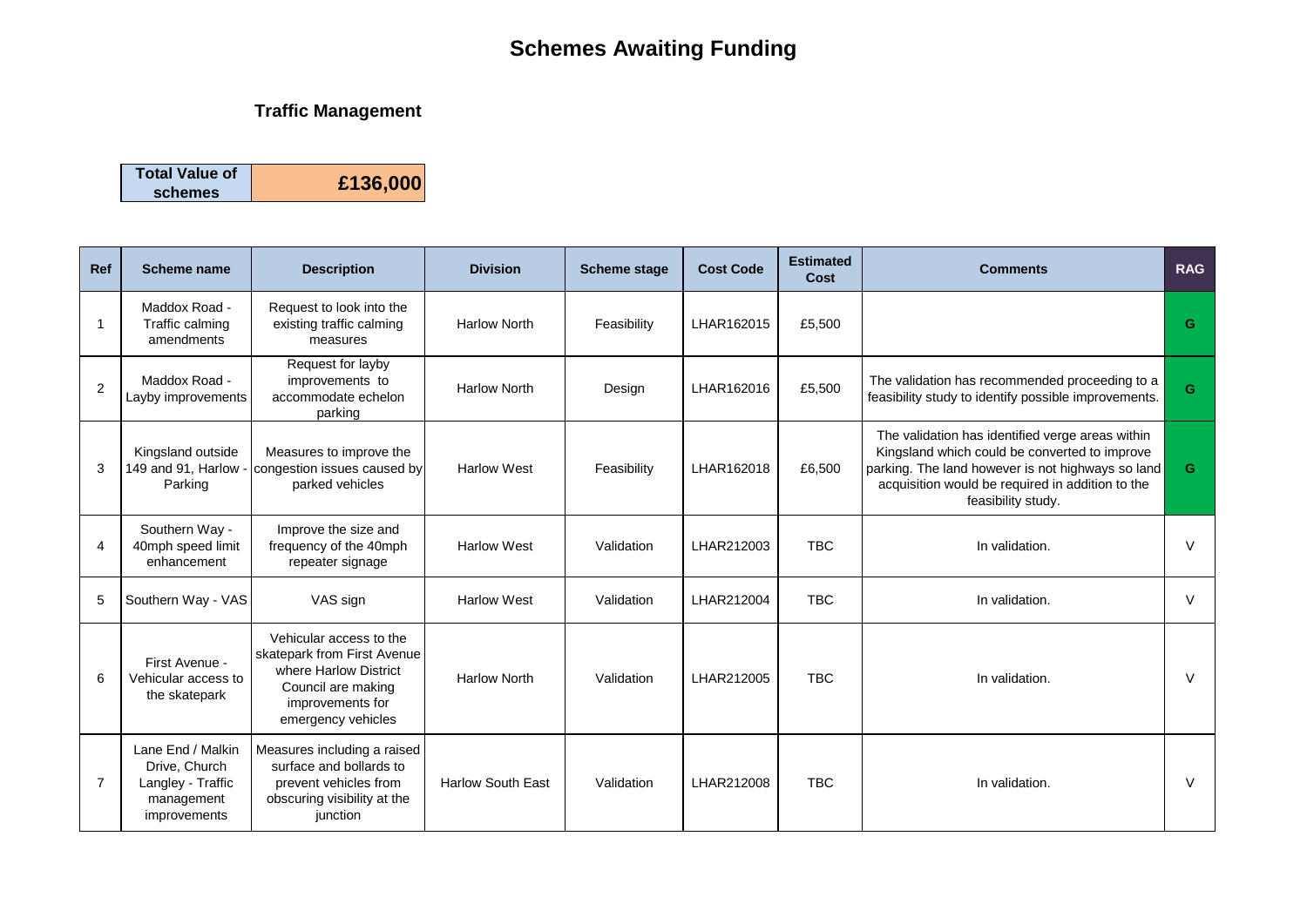# Schemes Awaiting Funding

## Traffic Management

| Total Value of schemes | £136,000 |
|---|---|

| Ref | Scheme name | Description | Division | Scheme stage | Cost Code | Estimated Cost | Comments | RAG |
|---|---|---|---|---|---|---|---|---|
| 1 | Maddox Road - Traffic calming amendments | Request to look into the existing traffic calming measures | Harlow North | Feasibility | LHAR162015 | £5,500 | | G |
| 2 | Maddox Road - Layby improvements | Request for layby improvements to accommodate echelon parking | Harlow North | Design | LHAR162016 | £5,500 | The validation has recommended proceeding to a feasibility study to identify possible improvements. | G |
| 3 | Kingsland outside 149 and 91, Harlow - Parking | Measures to improve the congestion issues caused by parked vehicles | Harlow West | Feasibility | LHAR162018 | £6,500 | The validation has identified verge areas within Kingsland which could be converted to improve parking. The land however is not highways so land acquisition would be required in addition to the feasibility study. | G |
| 4 | Southern Way - 40mph speed limit enhancement | Improve the size and frequency of the 40mph repeater signage | Harlow West | Validation | LHAR212003 | TBC | In validation. | V |
| 5 | Southern Way - VAS | VAS sign | Harlow West | Validation | LHAR212004 | TBC | In validation. | V |
| 6 | First Avenue - Vehicular access to the skatepark | Vehicular access to the skatepark from First Avenue where Harlow District Council are making improvements for emergency vehicles | Harlow North | Validation | LHAR212005 | TBC | In validation. | V |
| 7 | Lane End / Malkin Drive, Church Langley - Traffic management improvements | Measures including a raised surface and bollards to prevent vehicles from obscuring visibility at the junction | Harlow South East | Validation | LHAR212008 | TBC | In validation. | V |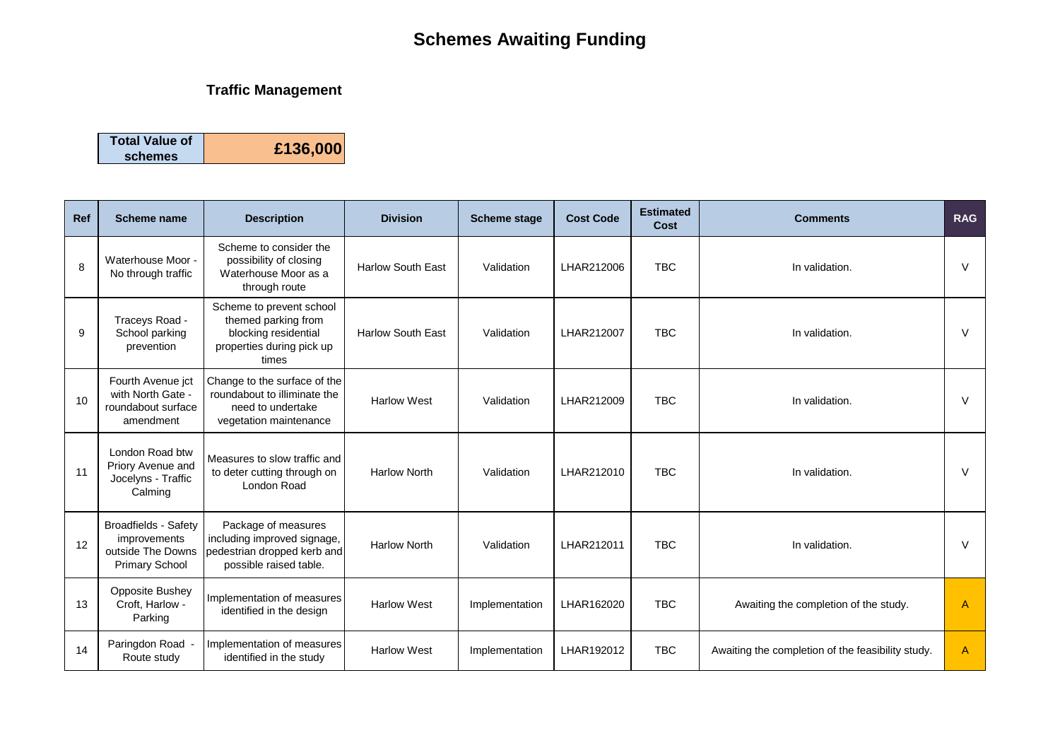# Schemes Awaiting Funding

## Traffic Management

| Total Value of schemes | £136,000 |
| --- | --- |

| Ref | Scheme name | Description | Division | Scheme stage | Cost Code | Estimated Cost | Comments | RAG |
| --- | --- | --- | --- | --- | --- | --- | --- | --- |
| 8 | Waterhouse Moor - No through traffic | Scheme to consider the possibility of closing Waterhouse Moor as a through route | Harlow South East | Validation | LHAR212006 | TBC | In validation. | V |
| 9 | Traceys Road - School parking prevention | Scheme to prevent school themed parking from blocking residential properties during pick up times | Harlow South East | Validation | LHAR212007 | TBC | In validation. | V |
| 10 | Fourth Avenue jct with North Gate - roundabout surface amendment | Change to the surface of the roundabout to illiminate the need to undertake vegetation maintenance | Harlow West | Validation | LHAR212009 | TBC | In validation. | V |
| 11 | London Road btw Priory Avenue and Jocelyns - Traffic Calming | Measures to slow traffic and to deter cutting through on London Road | Harlow North | Validation | LHAR212010 | TBC | In validation. | V |
| 12 | Broadfields - Safety improvements outside The Downs Primary School | Package of measures including improved signage, pedestrian dropped kerb and possible raised table. | Harlow North | Validation | LHAR212011 | TBC | In validation. | V |
| 13 | Opposite Bushey Croft, Harlow - Parking | Implementation of measures identified in the design | Harlow West | Implementation | LHAR162020 | TBC | Awaiting the completion of the study. | A |
| 14 | Paringdon Road - Route study | Implementation of measures identified in the study | Harlow West | Implementation | LHAR192012 | TBC | Awaiting the completion of the feasibility study. | A |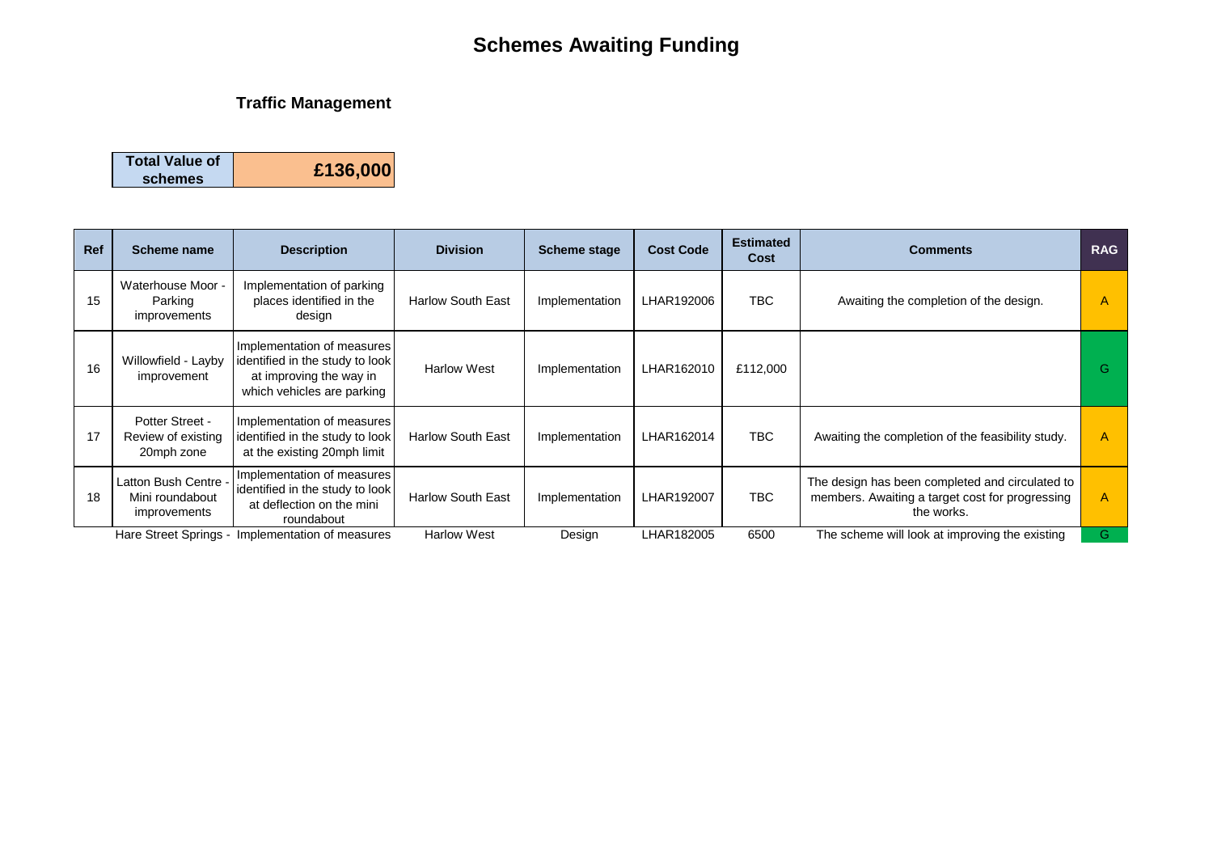# Schemes Awaiting Funding

## Traffic Management

| Total Value of schemes | £136,000 |
|---|---|

| Ref | Scheme name | Description | Division | Scheme stage | Cost Code | Estimated Cost | Comments | RAG |
|---|---|---|---|---|---|---|---|---|
| 15 | Waterhouse Moor - Parking improvements | Implementation of parking places identified in the design | Harlow South East | Implementation | LHAR192006 | TBC | Awaiting the completion of the design. | A |
| 16 | Willowfield - Layby improvement | Implementation of measures identified in the study to look at improving the way in which vehicles are parking | Harlow West | Implementation | LHAR162010 | £112,000 | | G |
| 17 | Potter Street - Review of existing 20mph zone | Implementation of measures identified in the study to look at the existing 20mph limit | Harlow South East | Implementation | LHAR162014 | TBC | Awaiting the completion of the feasibility study. | A |
| 18 | Latton Bush Centre - Mini roundabout improvements | Implementation of measures identified in the study to look at deflection on the mini roundabout | Harlow South East | Implementation | LHAR192007 | TBC | The design has been completed and circulated to members. Awaiting a target cost for progressing the works. | A |
| | Hare Street Springs - | Implementation of measures | Harlow West | Design | LHAR182005 | 6500 | The scheme will look at improving the existing | G |